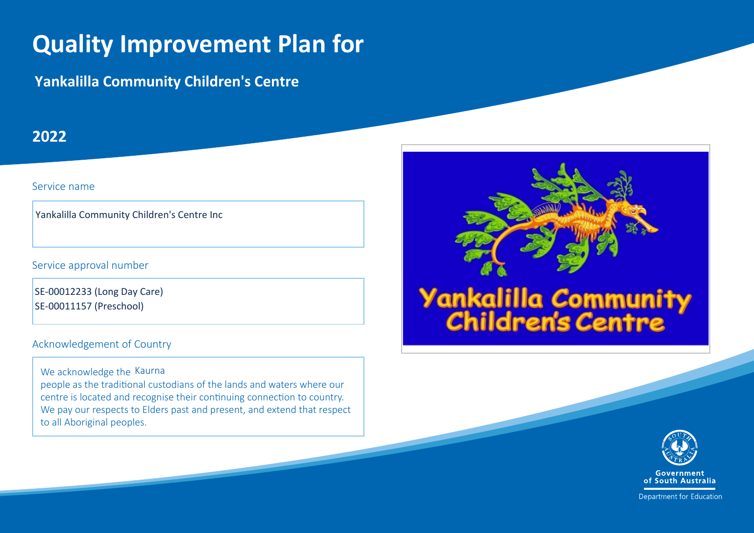# Quality Improvement Plan for

## Yankalilla Community Children's Centre

## 2022

Service name

Yankalilla Community Children's Centre Inc

Service approval number

SE-00012233 (Long Day Care)
SE-00011157 (Preschool)

Acknowledgement of Country

We acknowledge the Kaurna people as the traditional custodians of the lands and waters where our centre is located and recognise their continuing connection to country. We pay our respects to Elders past and present, and extend that respect to all Aboriginal peoples.

Yankalilla Community Children's Centre

Government of South Australia

Department for Education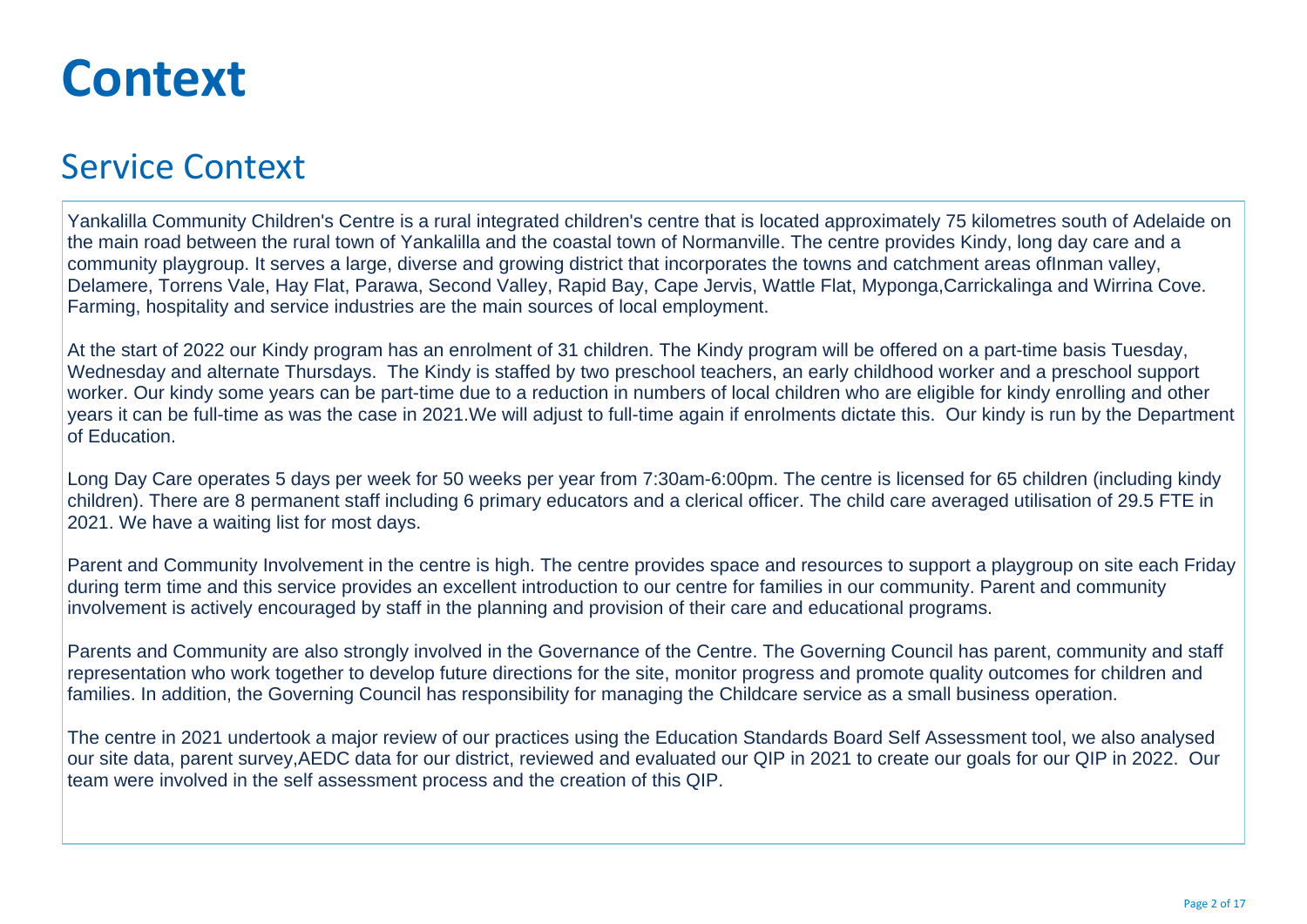# Context

## Service Context

Yankalilla Community Children's Centre is a rural integrated children's centre that is located approximately 75 kilometres south of Adelaide on the main road between the rural town of Yankalilla and the coastal town of Normanville. The centre provides Kindy, long day care and a community playgroup. It serves a large, diverse and growing district that incorporates the towns and catchment areas ofInman valley, Delamere, Torrens Vale, Hay Flat, Parawa, Second Valley, Rapid Bay, Cape Jervis, Wattle Flat, Myponga,Carrickalinga and Wirrina Cove. Farming, hospitality and service industries are the main sources of local employment.

At the start of 2022 our Kindy program has an enrolment of 31 children. The Kindy program will be offered on a part-time basis Tuesday, Wednesday and alternate Thursdays. The Kindy is staffed by two preschool teachers, an early childhood worker and a preschool support worker. Our kindy some years can be part-time due to a reduction in numbers of local children who are eligible for kindy enrolling and other years it can be full-time as was the case in 2021.We will adjust to full-time again if enrolments dictate this. Our kindy is run by the Department of Education.

Long Day Care operates 5 days per week for 50 weeks per year from 7:30am-6:00pm. The centre is licensed for 65 children (including kindy children). There are 8 permanent staff including 6 primary educators and a clerical officer. The child care averaged utilisation of 29.5 FTE in 2021. We have a waiting list for most days.

Parent and Community Involvement in the centre is high. The centre provides space and resources to support a playgroup on site each Friday during term time and this service provides an excellent introduction to our centre for families in our community. Parent and community involvement is actively encouraged by staff in the planning and provision of their care and educational programs.

Parents and Community are also strongly involved in the Governance of the Centre. The Governing Council has parent, community and staff representation who work together to develop future directions for the site, monitor progress and promote quality outcomes for children and families. In addition, the Governing Council has responsibility for managing the Childcare service as a small business operation.

The centre in 2021 undertook a major review of our practices using the Education Standards Board Self Assessment tool, we also analysed our site data, parent survey,AEDC data for our district, reviewed and evaluated our QIP in 2021 to create our goals for our QIP in 2022. Our team were involved in the self assessment process and the creation of this QIP.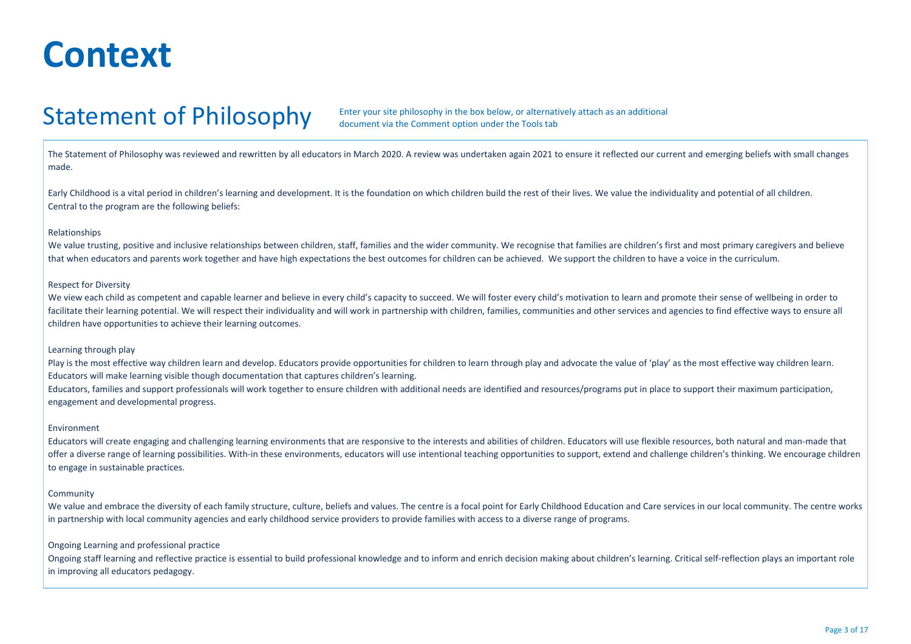# Context

## Statement of Philosophy

Enter your site philosophy in the box below, or alternatively attach as an additional document via the Comment option under the Tools tab

The Statement of Philosophy was reviewed and rewritten by all educators in March 2020. A review was undertaken again 2021 to ensure it reflected our current and emerging beliefs with small changes made.

Early Childhood is a vital period in children's learning and development. It is the foundation on which children build the rest of their lives. We value the individuality and potential of all children. Central to the program are the following beliefs:

Relationships

We value trusting, positive and inclusive relationships between children, staff, families and the wider community. We recognise that families are children's first and most primary caregivers and believe that when educators and parents work together and have high expectations the best outcomes for children can be achieved. We support the children to have a voice in the curriculum.

Respect for Diversity

We view each child as competent and capable learner and believe in every child's capacity to succeed. We will foster every child's motivation to learn and promote their sense of wellbeing in order to facilitate their learning potential. We will respect their individuality and will work in partnership with children, families, communities and other services and agencies to find effective ways to ensure all children have opportunities to achieve their learning outcomes.

Learning through play

Play is the most effective way children learn and develop. Educators provide opportunities for children to learn through play and advocate the value of 'play' as the most effective way children learn. Educators will make learning visible though documentation that captures children's learning.

Educators, families and support professionals will work together to ensure children with additional needs are identified and resources/programs put in place to support their maximum participation, engagement and developmental progress.

Environment

Educators will create engaging and challenging learning environments that are responsive to the interests and abilities of children. Educators will use flexible resources, both natural and man-made that offer a diverse range of learning possibilities. With-in these environments, educators will use intentional teaching opportunities to support, extend and challenge children's thinking. We encourage children to engage in sustainable practices.

Community

We value and embrace the diversity of each family structure, culture, beliefs and values. The centre is a focal point for Early Childhood Education and Care services in our local community. The centre works in partnership with local community agencies and early childhood service providers to provide families with access to a diverse range of programs.

Ongoing Learning and professional practice

Ongoing staff learning and reflective practice is essential to build professional knowledge and to inform and enrich decision making about children's learning. Critical self-reflection plays an important role in improving all educators pedagogy.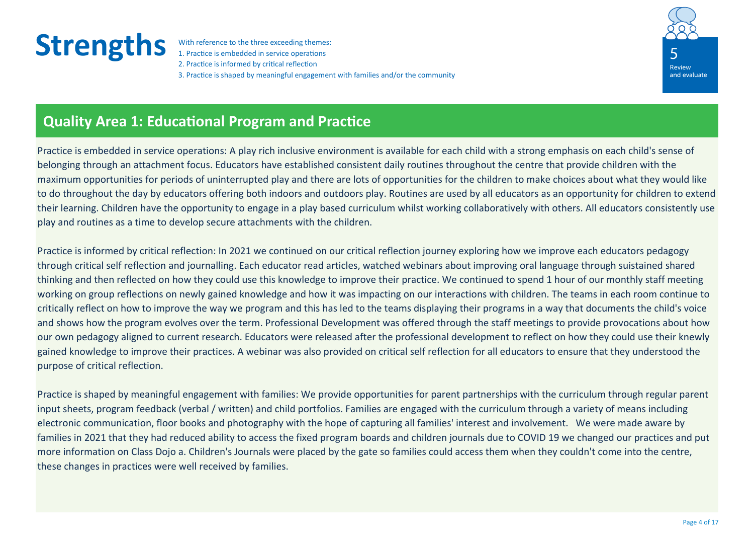# Strengths

With reference to the three exceeding themes:
1. Practice is embedded in service operations
2. Practice is informed by critical reflection
3. Practice is shaped by meaningful engagement with families and/or the community

5
Review and evaluate

## Quality Area 1: Educational Program and Practice

Practice is embedded in service operations: A play rich inclusive environment is available for each child with a strong emphasis on each child's sense of belonging through an attachment focus. Educators have established consistent daily routines throughout the centre that provide children with the maximum opportunities for periods of uninterrupted play and there are lots of opportunities for the children to make choices about what they would like to do throughout the day by educators offering both indoors and outdoors play. Routines are used by all educators as an opportunity for children to extend their learning. Children have the opportunity to engage in a play based curriculum whilst working collaboratively with others. All educators consistently use play and routines as a time to develop secure attachments with the children.

Practice is informed by critical reflection: In 2021 we continued on our critical reflection journey exploring how we improve each educators pedagogy through critical self reflection and journalling. Each educator read articles, watched webinars about improving oral language through suistained shared thinking and then reflected on how they could use this knowledge to improve their practice. We continued to spend 1 hour of our monthly staff meeting working on group reflections on newly gained knowledge and how it was impacting on our interactions with children. The teams in each room continue to critically reflect on how to improve the way we program and this has led to the teams displaying their programs in a way that documents the child's voice and shows how the program evolves over the term. Professional Development was offered through the staff meetings to provide provocations about how our own pedagogy aligned to current research. Educators were released after the professional development to reflect on how they could use their knewly gained knowledge to improve their practices. A webinar was also provided on critical self reflection for all educators to ensure that they understood the purpose of critical reflection.

Practice is shaped by meaningful engagement with families: We provide opportunities for parent partnerships with the curriculum through regular parent input sheets, program feedback (verbal / written) and child portfolios. Families are engaged with the curriculum through a variety of means including electronic communication, floor books and photography with the hope of capturing all families' interest and involvement. We were made aware by families in 2021 that they had reduced ability to access the fixed program boards and children journals due to COVID 19 we changed our practices and put more information on Class Dojo a. Children's Journals were placed by the gate so families could access them when they couldn't come into the centre, these changes in practices were well received by families.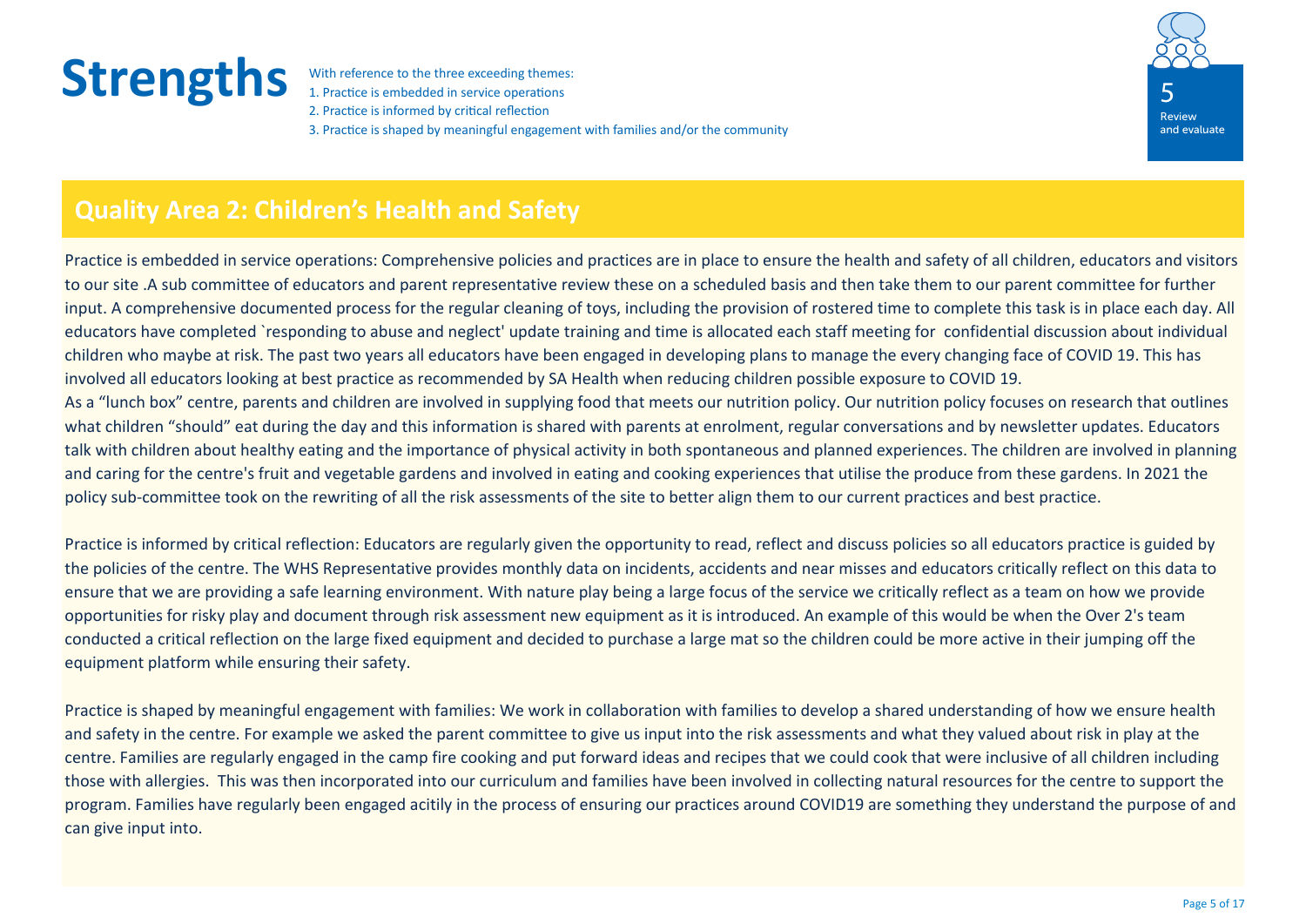# Strengths

With reference to the three exceeding themes:
1. Practice is embedded in service operations
2. Practice is informed by critical reflection
3. Practice is shaped by meaningful engagement with families and/or the community

5
Review and evaluate

## Quality Area 2: Children's Health and Safety

Practice is embedded in service operations: Comprehensive policies and practices are in place to ensure the health and safety of all children, educators and visitors to our site .A sub committee of educators and parent representative review these on a scheduled basis and then take them to our parent committee for further input. A comprehensive documented process for the regular cleaning of toys, including the provision of rostered time to complete this task is in place each day. All educators have completed `responding to abuse and neglect' update training and time is allocated each staff meeting for confidential discussion about individual children who maybe at risk. The past two years all educators have been engaged in developing plans to manage the every changing face of COVID 19. This has involved all educators looking at best practice as recommended by SA Health when reducing children possible exposure to COVID 19.
As a "lunch box" centre, parents and children are involved in supplying food that meets our nutrition policy. Our nutrition policy focuses on research that outlines what children "should" eat during the day and this information is shared with parents at enrolment, regular conversations and by newsletter updates. Educators talk with children about healthy eating and the importance of physical activity in both spontaneous and planned experiences. The children are involved in planning and caring for the centre's fruit and vegetable gardens and involved in eating and cooking experiences that utilise the produce from these gardens. In 2021 the policy sub-committee took on the rewriting of all the risk assessments of the site to better align them to our current practices and best practice.

Practice is informed by critical reflection: Educators are regularly given the opportunity to read, reflect and discuss policies so all educators practice is guided by the policies of the centre. The WHS Representative provides monthly data on incidents, accidents and near misses and educators critically reflect on this data to ensure that we are providing a safe learning environment. With nature play being a large focus of the service we critically reflect as a team on how we provide opportunities for risky play and document through risk assessment new equipment as it is introduced. An example of this would be when the Over 2's team conducted a critical reflection on the large fixed equipment and decided to purchase a large mat so the children could be more active in their jumping off the equipment platform while ensuring their safety.

Practice is shaped by meaningful engagement with families: We work in collaboration with families to develop a shared understanding of how we ensure health and safety in the centre. For example we asked the parent committee to give us input into the risk assessments and what they valued about risk in play at the centre. Families are regularly engaged in the camp fire cooking and put forward ideas and recipes that we could cook that were inclusive of all children including those with allergies. This was then incorporated into our curriculum and families have been involved in collecting natural resources for the centre to support the program. Families have regularly been engaged acitily in the process of ensuring our practices around COVID19 are something they understand the purpose of and can give input into.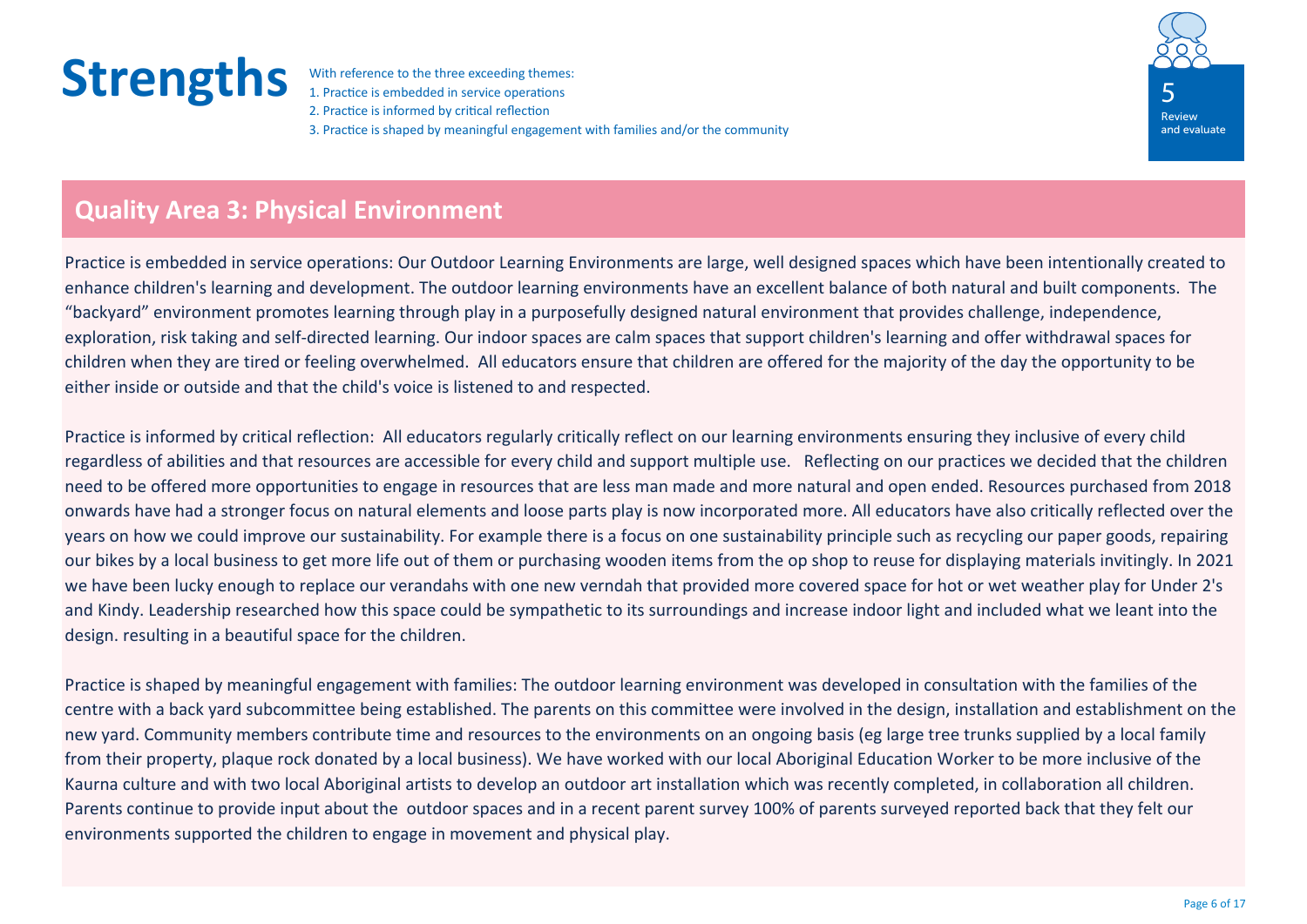# Strengths

With reference to the three exceeding themes:
1. Practice is embedded in service operations
2. Practice is informed by critical reflection
3. Practice is shaped by meaningful engagement with families and/or the community

5 Review and evaluate

## Quality Area 3: Physical Environment

Practice is embedded in service operations: Our Outdoor Learning Environments are large, well designed spaces which have been intentionally created to enhance children's learning and development. The outdoor learning environments have an excellent balance of both natural and built components. The "backyard" environment promotes learning through play in a purposefully designed natural environment that provides challenge, independence, exploration, risk taking and self-directed learning. Our indoor spaces are calm spaces that support children's learning and offer withdrawal spaces for children when they are tired or feeling overwhelmed. All educators ensure that children are offered for the majority of the day the opportunity to be either inside or outside and that the child's voice is listened to and respected.

Practice is informed by critical reflection: All educators regularly critically reflect on our learning environments ensuring they inclusive of every child regardless of abilities and that resources are accessible for every child and support multiple use. Reflecting on our practices we decided that the children need to be offered more opportunities to engage in resources that are less man made and more natural and open ended. Resources purchased from 2018 onwards have had a stronger focus on natural elements and loose parts play is now incorporated more. All educators have also critically reflected over the years on how we could improve our sustainability. For example there is a focus on one sustainability principle such as recycling our paper goods, repairing our bikes by a local business to get more life out of them or purchasing wooden items from the op shop to reuse for displaying materials invitingly. In 2021 we have been lucky enough to replace our verandahs with one new verndah that provided more covered space for hot or wet weather play for Under 2's and Kindy. Leadership researched how this space could be sympathetic to its surroundings and increase indoor light and included what we leant into the design. resulting in a beautiful space for the children.

Practice is shaped by meaningful engagement with families: The outdoor learning environment was developed in consultation with the families of the centre with a back yard subcommittee being established. The parents on this committee were involved in the design, installation and establishment on the new yard. Community members contribute time and resources to the environments on an ongoing basis (eg large tree trunks supplied by a local family from their property, plaque rock donated by a local business). We have worked with our local Aboriginal Education Worker to be more inclusive of the Kaurna culture and with two local Aboriginal artists to develop an outdoor art installation which was recently completed, in collaboration all children. Parents continue to provide input about the outdoor spaces and in a recent parent survey 100% of parents surveyed reported back that they felt our environments supported the children to engage in movement and physical play.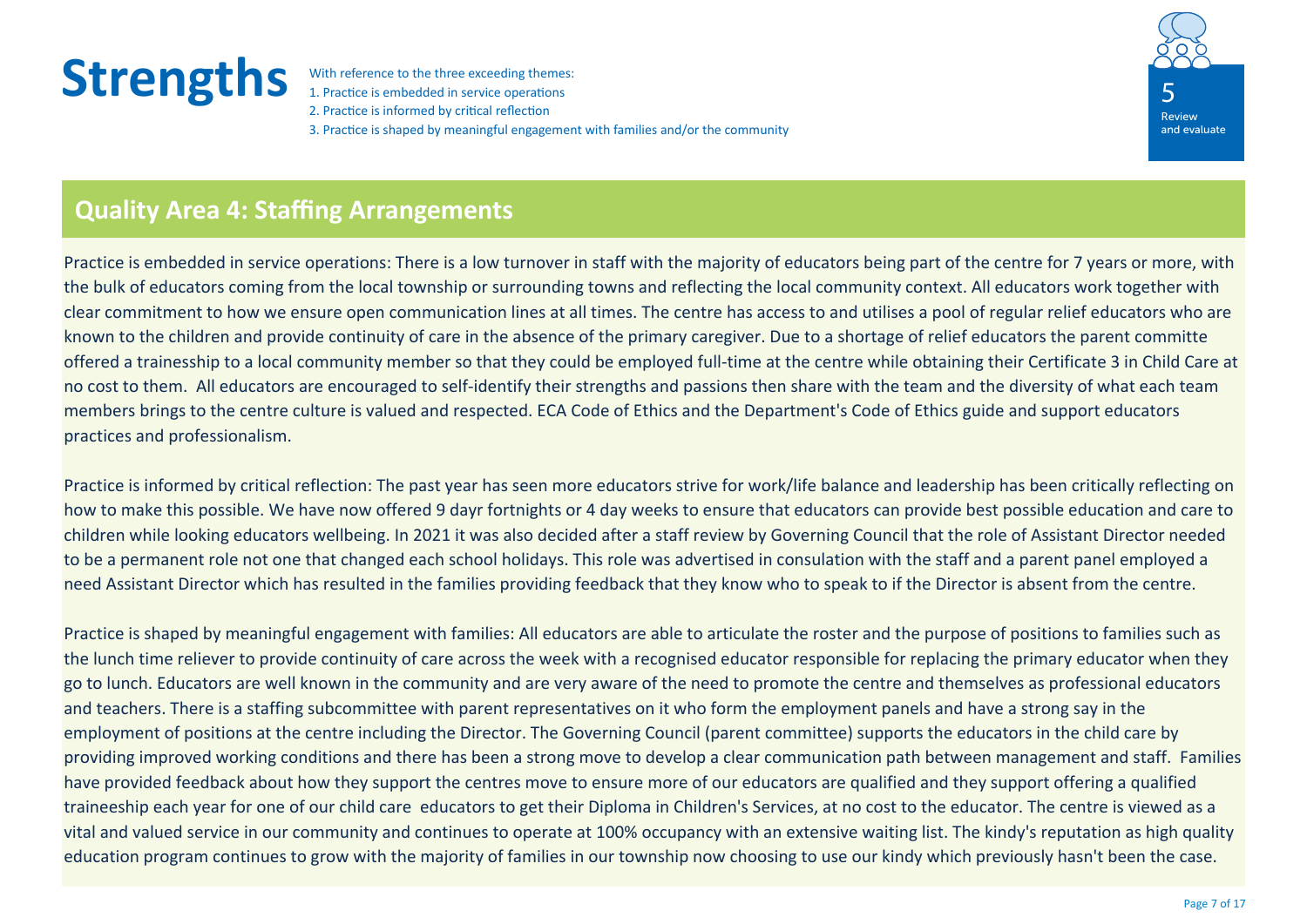# Strengths

With reference to the three exceeding themes:

1. Practice is embedded in service operations
2. Practice is informed by critical reflection
3. Practice is shaped by meaningful engagement with families and/or the community

5
Review and evaluate

## Quality Area 4: Staffing Arrangements

Practice is embedded in service operations: There is a low turnover in staff with the majority of educators being part of the centre for 7 years or more, with the bulk of educators coming from the local township or surrounding towns and reflecting the local community context. All educators work together with clear commitment to how we ensure open communication lines at all times. The centre has access to and utilises a pool of regular relief educators who are known to the children and provide continuity of care in the absence of the primary caregiver. Due to a shortage of relief educators the parent committe offered a trainesship to a local community member so that they could be employed full-time at the centre while obtaining their Certificate 3 in Child Care at no cost to them. All educators are encouraged to self-identify their strengths and passions then share with the team and the diversity of what each team members brings to the centre culture is valued and respected. ECA Code of Ethics and the Department's Code of Ethics guide and support educators practices and professionalism.

Practice is informed by critical reflection: The past year has seen more educators strive for work/life balance and leadership has been critically reflecting on how to make this possible. We have now offered 9 dayr fortnights or 4 day weeks to ensure that educators can provide best possible education and care to children while looking educators wellbeing. In 2021 it was also decided after a staff review by Governing Council that the role of Assistant Director needed to be a permanent role not one that changed each school holidays. This role was advertised in consulation with the staff and a parent panel employed a need Assistant Director which has resulted in the families providing feedback that they know who to speak to if the Director is absent from the centre.

Practice is shaped by meaningful engagement with families: All educators are able to articulate the roster and the purpose of positions to families such as the lunch time reliever to provide continuity of care across the week with a recognised educator responsible for replacing the primary educator when they go to lunch. Educators are well known in the community and are very aware of the need to promote the centre and themselves as professional educators and teachers. There is a staffing subcommittee with parent representatives on it who form the employment panels and have a strong say in the employment of positions at the centre including the Director. The Governing Council (parent committee) supports the educators in the child care by providing improved working conditions and there has been a strong move to develop a clear communication path between management and staff. Families have provided feedback about how they support the centres move to ensure more of our educators are qualified and they support offering a qualified traineeship each year for one of our child care educators to get their Diploma in Children's Services, at no cost to the educator. The centre is viewed as a vital and valued service in our community and continues to operate at 100% occupancy with an extensive waiting list. The kindy's reputation as high quality education program continues to grow with the majority of families in our township now choosing to use our kindy which previously hasn't been the case.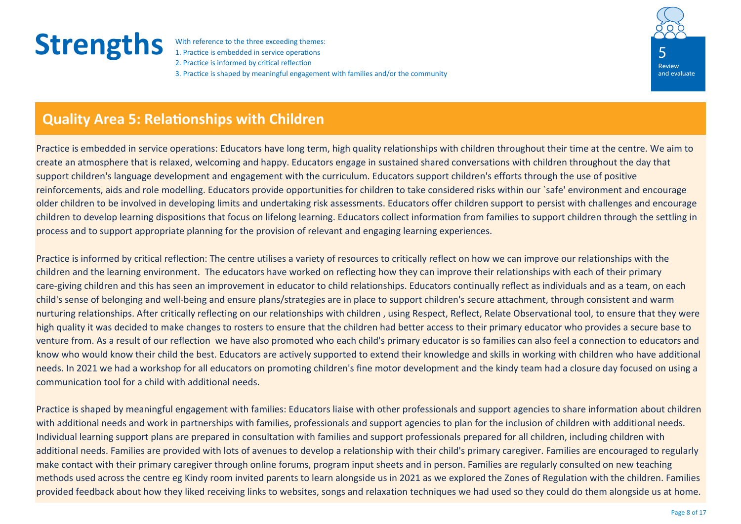# Strengths

With reference to the three exceeding themes:
1. Practice is embedded in service operations
2. Practice is informed by critical reflection
3. Practice is shaped by meaningful engagement with families and/or the community

5
Review and evaluate

## Quality Area 5: Relationships with Children

Practice is embedded in service operations: Educators have long term, high quality relationships with children throughout their time at the centre. We aim to create an atmosphere that is relaxed, welcoming and happy. Educators engage in sustained shared conversations with children throughout the day that support children's language development and engagement with the curriculum. Educators support children's efforts through the use of positive reinforcements, aids and role modelling. Educators provide opportunities for children to take considered risks within our `safe' environment and encourage older children to be involved in developing limits and undertaking risk assessments. Educators offer children support to persist with challenges and encourage children to develop learning dispositions that focus on lifelong learning. Educators collect information from families to support children through the settling in process and to support appropriate planning for the provision of relevant and engaging learning experiences.

Practice is informed by critical reflection: The centre utilises a variety of resources to critically reflect on how we can improve our relationships with the children and the learning environment. The educators have worked on reflecting how they can improve their relationships with each of their primary care-giving children and this has seen an improvement in educator to child relationships. Educators continually reflect as individuals and as a team, on each child's sense of belonging and well-being and ensure plans/strategies are in place to support children's secure attachment, through consistent and warm nurturing relationships. After critically reflecting on our relationships with children , using Respect, Reflect, Relate Observational tool, to ensure that they were high quality it was decided to make changes to rosters to ensure that the children had better access to their primary educator who provides a secure base to venture from. As a result of our reflection we have also promoted who each child's primary educator is so families can also feel a connection to educators and know who would know their child the best. Educators are actively supported to extend their knowledge and skills in working with children who have additional needs. In 2021 we had a workshop for all educators on promoting children's fine motor development and the kindy team had a closure day focused on using a communication tool for a child with additional needs.

Practice is shaped by meaningful engagement with families: Educators liaise with other professionals and support agencies to share information about children with additional needs and work in partnerships with families, professionals and support agencies to plan for the inclusion of children with additional needs. Individual learning support plans are prepared in consultation with families and support professionals prepared for all children, including children with additional needs. Families are provided with lots of avenues to develop a relationship with their child's primary caregiver. Families are encouraged to regularly make contact with their primary caregiver through online forums, program input sheets and in person. Families are regularly consulted on new teaching methods used across the centre eg Kindy room invited parents to learn alongside us in 2021 as we explored the Zones of Regulation with the children. Families provided feedback about how they liked receiving links to websites, songs and relaxation techniques we had used so they could do them alongside us at home.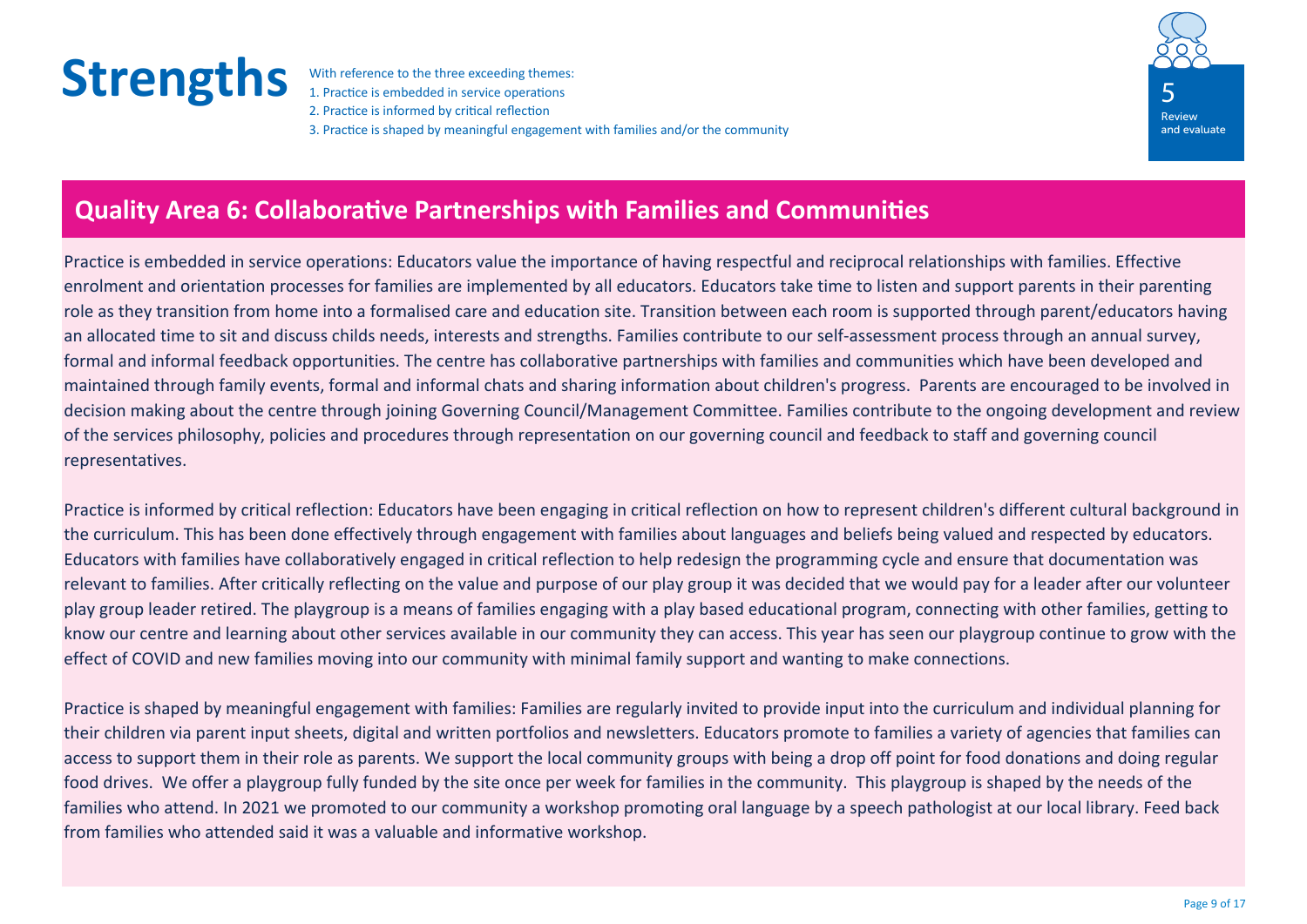# Strengths

With reference to the three exceeding themes:
1. Practice is embedded in service operations
2. Practice is informed by critical reflection
3. Practice is shaped by meaningful engagement with families and/or the community

5
Review and evaluate

## Quality Area 6: Collaborative Partnerships with Families and Communities

Practice is embedded in service operations: Educators value the importance of having respectful and reciprocal relationships with families. Effective enrolment and orientation processes for families are implemented by all educators. Educators take time to listen and support parents in their parenting role as they transition from home into a formalised care and education site. Transition between each room is supported through parent/educators having an allocated time to sit and discuss childs needs, interests and strengths. Families contribute to our self-assessment process through an annual survey, formal and informal feedback opportunities. The centre has collaborative partnerships with families and communities which have been developed and maintained through family events, formal and informal chats and sharing information about children's progress. Parents are encouraged to be involved in decision making about the centre through joining Governing Council/Management Committee. Families contribute to the ongoing development and review of the services philosophy, policies and procedures through representation on our governing council and feedback to staff and governing council representatives.

Practice is informed by critical reflection: Educators have been engaging in critical reflection on how to represent children's different cultural background in the curriculum. This has been done effectively through engagement with families about languages and beliefs being valued and respected by educators. Educators with families have collaboratively engaged in critical reflection to help redesign the programming cycle and ensure that documentation was relevant to families. After critically reflecting on the value and purpose of our play group it was decided that we would pay for a leader after our volunteer play group leader retired. The playgroup is a means of families engaging with a play based educational program, connecting with other families, getting to know our centre and learning about other services available in our community they can access. This year has seen our playgroup continue to grow with the effect of COVID and new families moving into our community with minimal family support and wanting to make connections.

Practice is shaped by meaningful engagement with families: Families are regularly invited to provide input into the curriculum and individual planning for their children via parent input sheets, digital and written portfolios and newsletters. Educators promote to families a variety of agencies that families can access to support them in their role as parents. We support the local community groups with being a drop off point for food donations and doing regular food drives. We offer a playgroup fully funded by the site once per week for families in the community. This playgroup is shaped by the needs of the families who attend. In 2021 we promoted to our community a workshop promoting oral language by a speech pathologist at our local library. Feed back from families who attended said it was a valuable and informative workshop.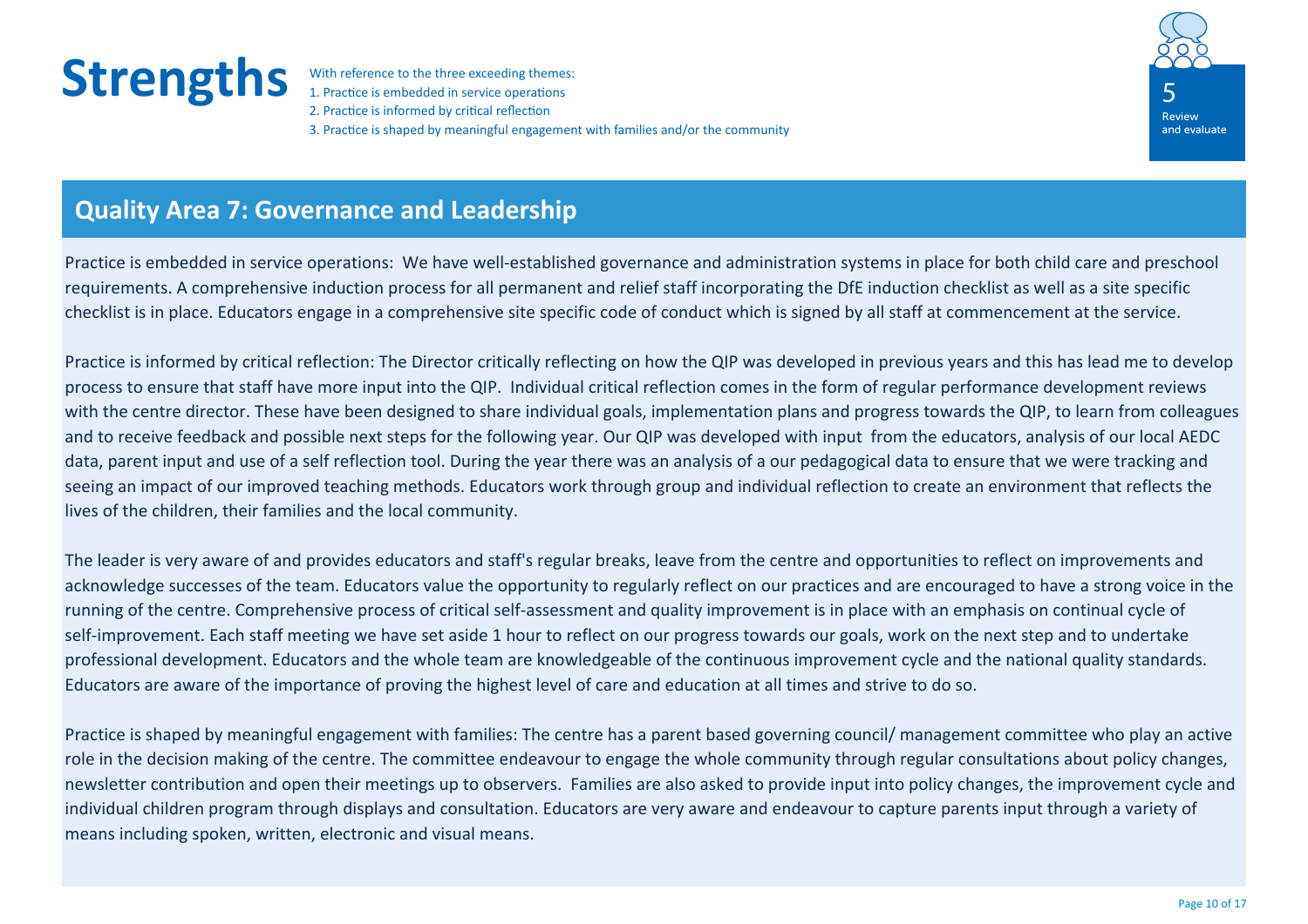# Strengths

With reference to the three exceeding themes:
1. Practice is embedded in service operations
2. Practice is informed by critical reflection
3. Practice is shaped by meaningful engagement with families and/or the community

5
Review and evaluate

## Quality Area 7: Governance and Leadership

Practice is embedded in service operations: We have well-established governance and administration systems in place for both child care and preschool requirements. A comprehensive induction process for all permanent and relief staff incorporating the DfE induction checklist as well as a site specific checklist is in place. Educators engage in a comprehensive site specific code of conduct which is signed by all staff at commencement at the service.

Practice is informed by critical reflection: The Director critically reflecting on how the QIP was developed in previous years and this has lead me to develop process to ensure that staff have more input into the QIP. Individual critical reflection comes in the form of regular performance development reviews with the centre director. These have been designed to share individual goals, implementation plans and progress towards the QIP, to learn from colleagues and to receive feedback and possible next steps for the following year. Our QIP was developed with input from the educators, analysis of our local AEDC data, parent input and use of a self reflection tool. During the year there was an analysis of a our pedagogical data to ensure that we were tracking and seeing an impact of our improved teaching methods. Educators work through group and individual reflection to create an environment that reflects the lives of the children, their families and the local community.

The leader is very aware of and provides educators and staff's regular breaks, leave from the centre and opportunities to reflect on improvements and acknowledge successes of the team. Educators value the opportunity to regularly reflect on our practices and are encouraged to have a strong voice in the running of the centre. Comprehensive process of critical self-assessment and quality improvement is in place with an emphasis on continual cycle of self-improvement. Each staff meeting we have set aside 1 hour to reflect on our progress towards our goals, work on the next step and to undertake professional development. Educators and the whole team are knowledgeable of the continuous improvement cycle and the national quality standards. Educators are aware of the importance of proving the highest level of care and education at all times and strive to do so.

Practice is shaped by meaningful engagement with families: The centre has a parent based governing council/ management committee who play an active role in the decision making of the centre. The committee endeavour to engage the whole community through regular consultations about policy changes, newsletter contribution and open their meetings up to observers. Families are also asked to provide input into policy changes, the improvement cycle and individual children program through displays and consultation. Educators are very aware and endeavour to capture parents input through a variety of means including spoken, written, electronic and visual means.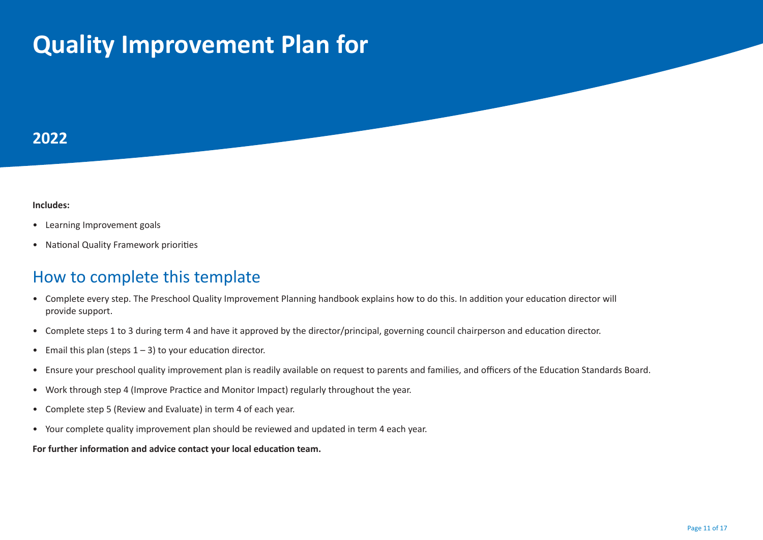# Quality Improvement Plan for

## 2022

**Includes:**

- Learning Improvement goals
- National Quality Framework priorities

## How to complete this template

- Complete every step. The Preschool Quality Improvement Planning handbook explains how to do this. In addition your education director will provide support.
- Complete steps 1 to 3 during term 4 and have it approved by the director/principal, governing council chairperson and education director.
- Email this plan (steps 1 – 3) to your education director.
- Ensure your preschool quality improvement plan is readily available on request to parents and families, and officers of the Education Standards Board.
- Work through step 4 (Improve Practice and Monitor Impact) regularly throughout the year.
- Complete step 5 (Review and Evaluate) in term 4 of each year.
- Your complete quality improvement plan should be reviewed and updated in term 4 each year.

**For further information and advice contact your local education team.**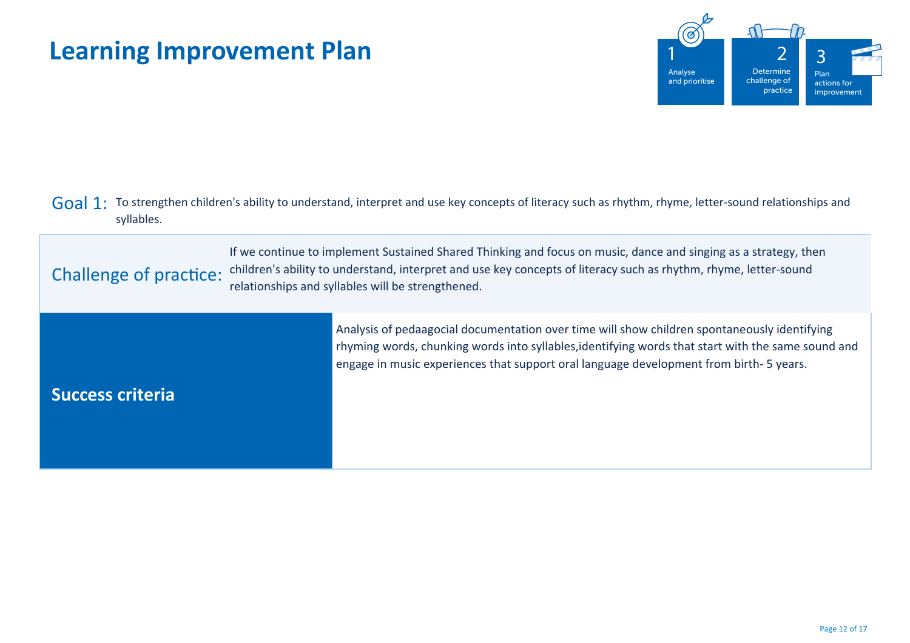# Learning Improvement Plan

1 Analyse and prioritise

2 Determine challenge of practice

3 Plan actions for improvement

**Goal 1:** To strengthen children's ability to understand, interpret and use key concepts of literacy such as rhythm, rhyme, letter-sound relationships and syllables.

**Challenge of practice:** If we continue to implement Sustained Shared Thinking and focus on music, dance and singing as a strategy, then children's ability to understand, interpret and use key concepts of literacy such as rhythm, rhyme, letter-sound relationships and syllables will be strengthened.

| **Success criteria** | Analysis of pedaagocial documentation over time will show children spontaneously identifying rhyming words, chunking words into syllables,identifying words that start with the same sound and engage in music experiences that support oral language development from birth- 5 years. |
|---|---|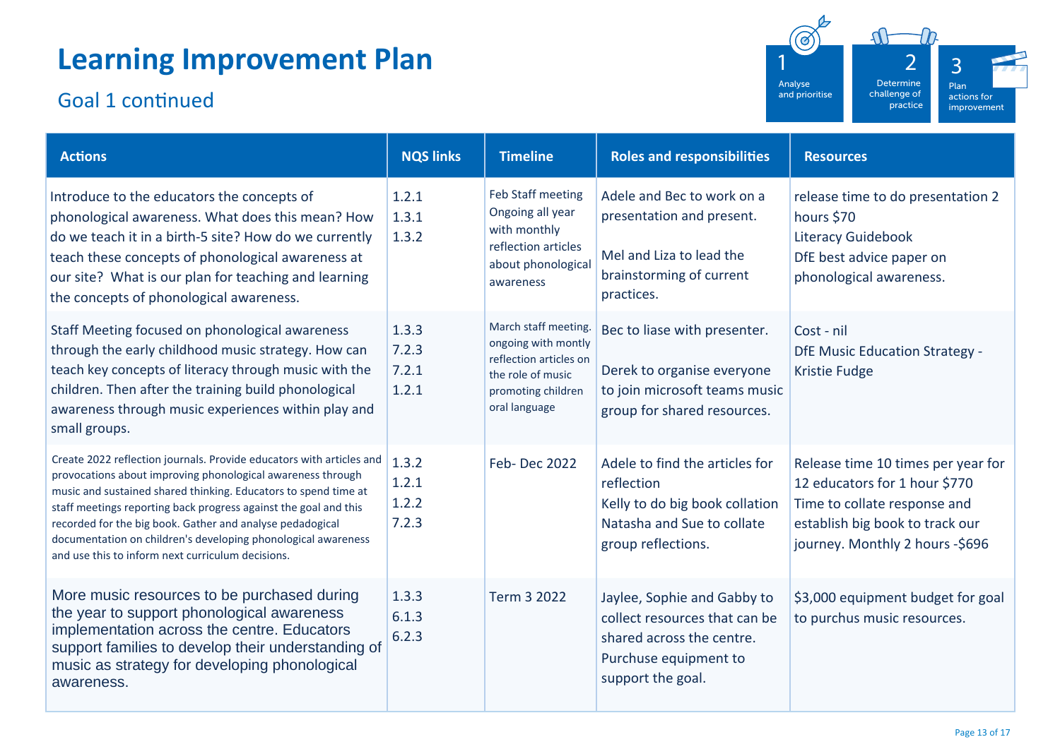# Learning Improvement Plan

## Goal 1 continued

1 Analyse and prioritise | 2 Determine challenge of practice | 3 Plan actions for improvement

| Actions | NQS links | Timeline | Roles and responsibilities | Resources |
|---|---|---|---|---|
| Introduce to the educators the concepts of phonological awareness. What does this mean? How do we teach it in a birth-5 site? How do we currently teach these concepts of phonological awareness at our site? What is our plan for teaching and learning the concepts of phonological awareness. | 1.2.1<br>1.3.1<br>1.3.2 | Feb Staff meeting Ongoing all year with monthly reflection articles about phonological awareness | Adele and Bec to work on a presentation and present.<br><br>Mel and Liza to lead the brainstorming of current practices. | release time to do presentation 2 hours $70<br>Literacy Guidebook<br>DfE best advice paper on phonological awareness. |
| Staff Meeting focused on phonological awareness through the early childhood music strategy. How can teach key concepts of literacy through music with the children. Then after the training build phonological awareness through music experiences within play and small groups. | 1.3.3<br>7.2.3<br>7.2.1<br>1.2.1 | March staff meeting. ongoing with montly reflection articles on the role of music promoting children oral language | Bec to liase with presenter.<br><br>Derek to organise everyone to join microsoft teams music group for shared resources. | Cost - nil<br>DfE Music Education Strategy - Kristie Fudge |
| Create 2022 reflection journals. Provide educators with articles and provocations about improving phonological awareness through music and sustained shared thinking. Educators to spend time at staff meetings reporting back progress against the goal and this recorded for the big book. Gather and analyse pedadogical documentation on children's developing phonological awareness and use this to inform next curriculum decisions. | 1.3.2<br>1.2.1<br>1.2.2<br>7.2.3 | Feb- Dec 2022 | Adele to find the articles for reflection<br>Kelly to do big book collation<br>Natasha and Sue to collate group reflections. | Release time 10 times per year for 12 educators for 1 hour $770<br>Time to collate response and establish big book to track our journey. Monthly 2 hours -$696 |
| More music resources to be purchased during the year to support phonological awareness implementation across the centre. Educators support families to develop their understanding of music as strategy for developing phonological awareness. | 1.3.3<br>6.1.3<br>6.2.3 | Term 3 2022 | Jaylee, Sophie and Gabby to collect resources that can be shared across the centre. Purchuse equipment to support the goal. | $3,000 equipment budget for goal to purchus music resources. |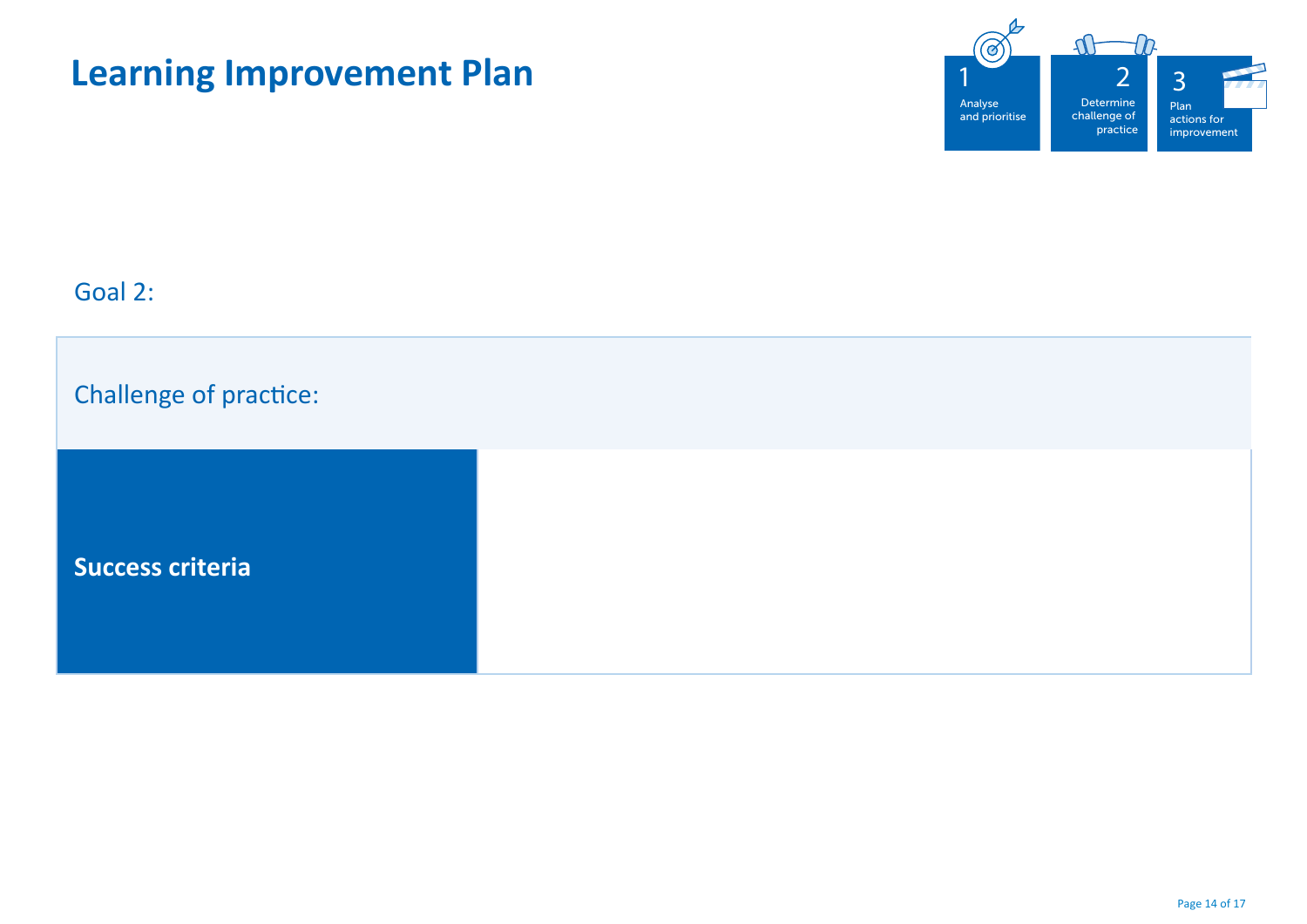# Learning Improvement Plan

1 Analyse and prioritise

2 Determine challenge of practice

3 Plan actions for improvement

Goal 2:

Challenge of practice:

| **Success criteria** | |
|---|---|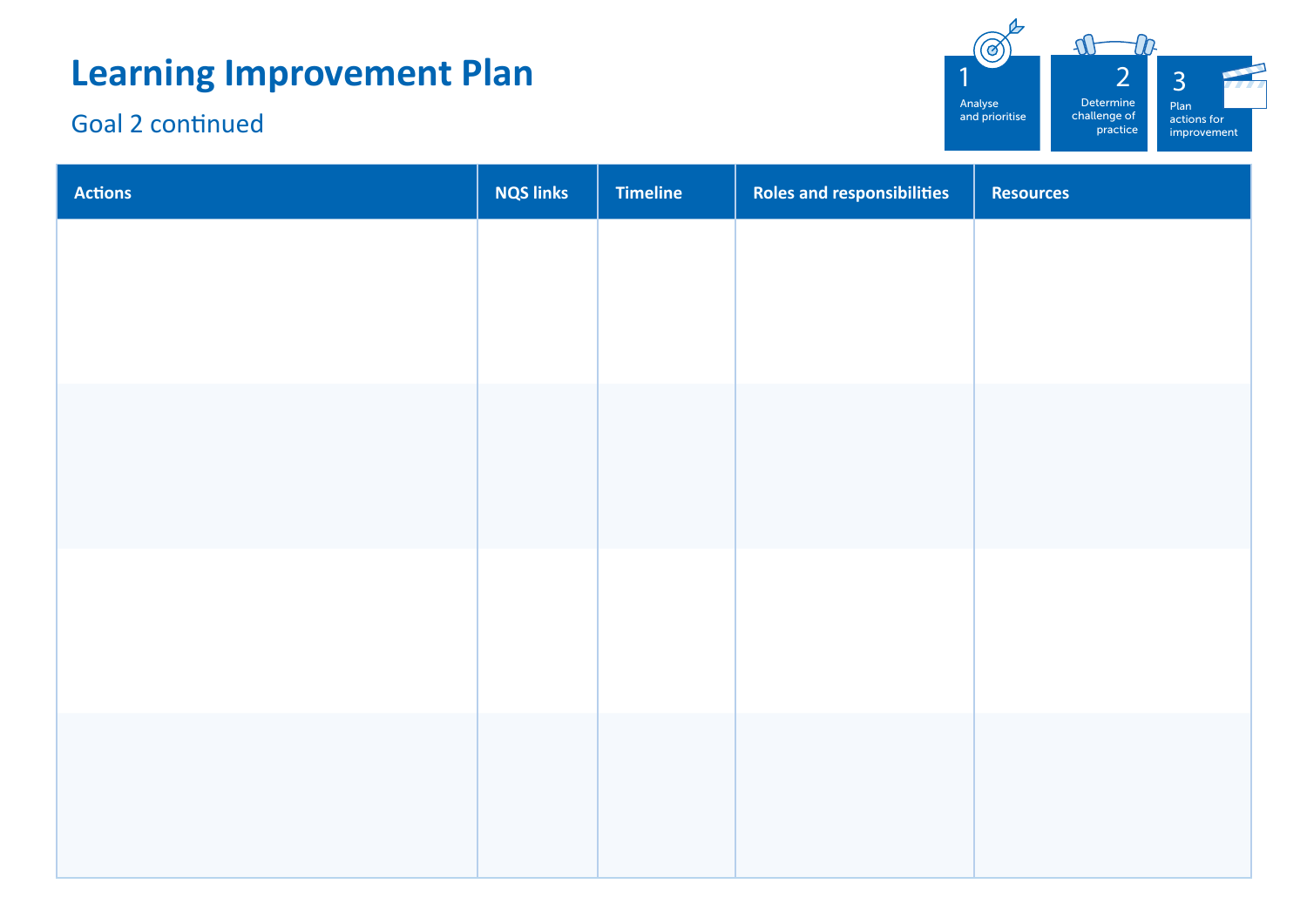# Learning Improvement Plan

## Goal 2 continued

1 Analyse and prioritise

2 Determine challenge of practice

3 Plan actions for improvement

| Actions | NQS links | Timeline | Roles and responsibilities | Resources |
|---|---|---|---|---|
| | | | | |
| | | | | |
| | | | | |
| | | | | |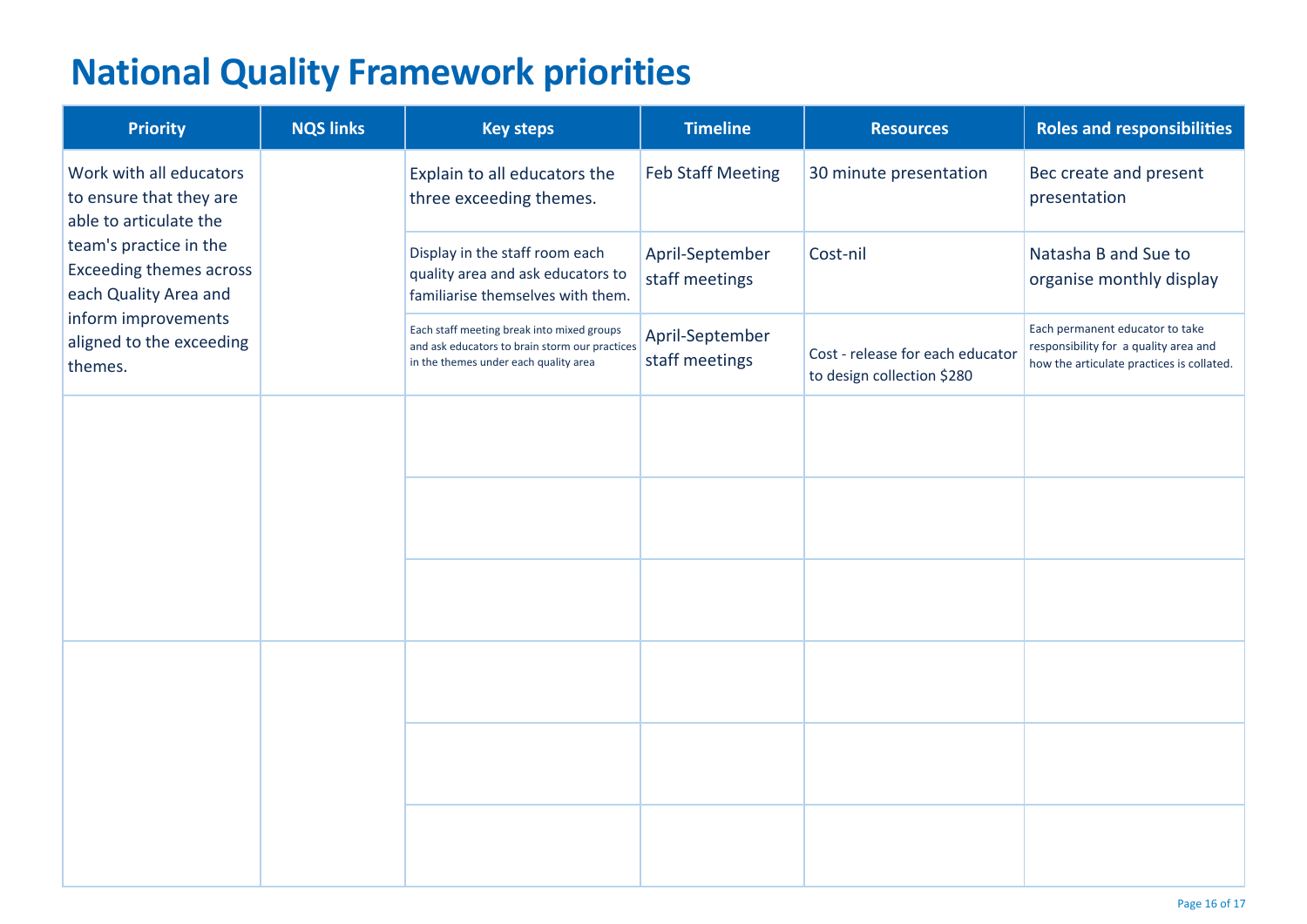# National Quality Framework priorities

| Priority | NQS links | Key steps | Timeline | Resources | Roles and responsibilities |
|---|---|---|---|---|---|
| Work with all educators to ensure that they are able to articulate the team's practice in the Exceeding themes across each Quality Area and inform improvements aligned to the exceeding themes. | | Explain to all educators the three exceeding themes. | Feb Staff Meeting | 30 minute presentation | Bec create and present presentation |
| | | Display in the staff room each quality area and ask educators to familiarise themselves with them. | April-September staff meetings | Cost-nil | Natasha B and Sue to organise monthly display |
| | | Each staff meeting break into mixed groups and ask educators to brain storm our practices in the themes under each quality area | April-September staff meetings | Cost - release for each educator to design collection $280 | Each permanent educator to take responsibility for a quality area and how the articulate practices is collated. |
| | | | | | |
| | | | | | |
| | | | | | |
| | | | | | |
| | | | | | |
| | | | | | |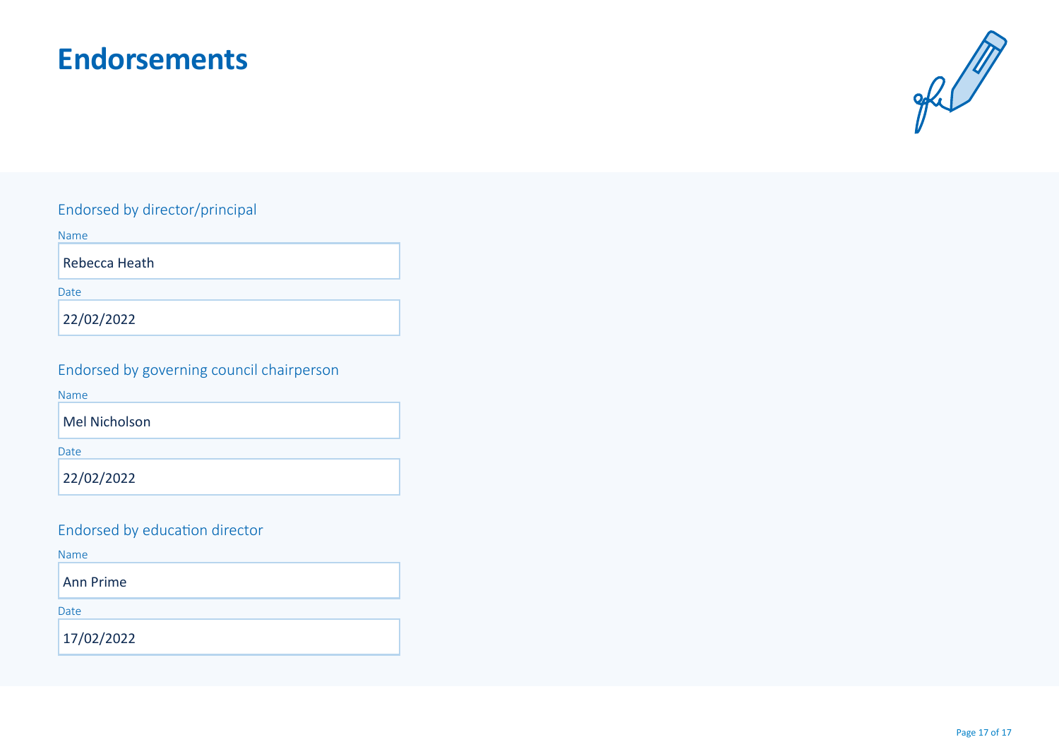# Endorsements

## Endorsed by director/principal

Name

Rebecca Heath

Date

22/02/2022

## Endorsed by governing council chairperson

Name

Mel Nicholson

Date

22/02/2022

## Endorsed by education director

Name

Ann Prime

Date

17/02/2022